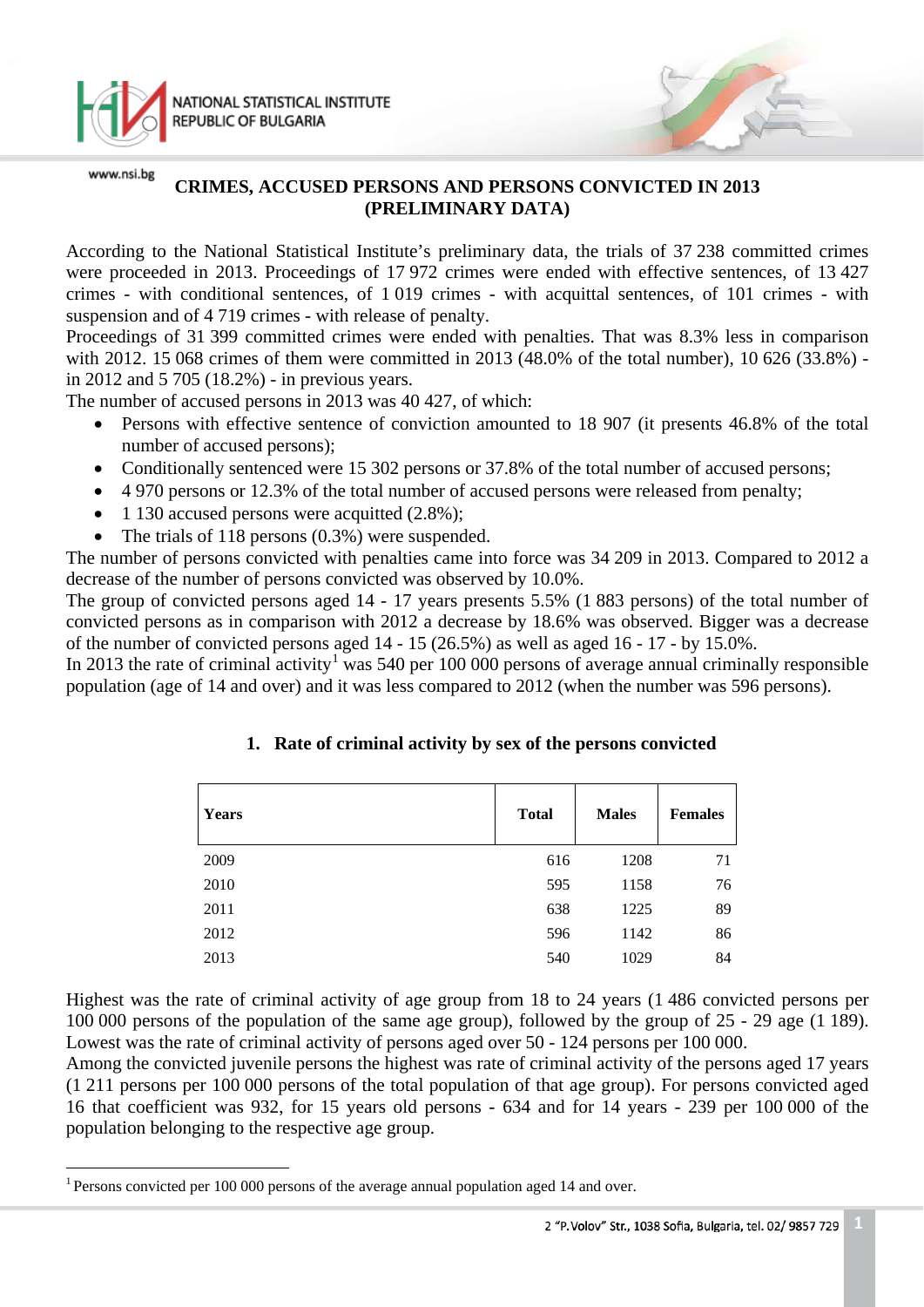# CRIMES, ACCUSED PERSONS AND PERSONS CONVICTED IN 2013 (PRELIMINARY DATA)

According to the National Statistical Institute's preliminary data, the trials of 37 238 committed crimes were proceeded in 2013. Proceedings of 17 972 crimes were ended with effective sentences, of 13 427 crimes - with conditional sentences, of 1 019 crimes - with acquittal sentences, of 101 crimes - with suspension and of 4 719 crimes - with release of penalty.

Proceedings of 31 399 committed crimes were ended with penalties. That was 8.3% less in comparison with 2012. 15 068 crimes of them were committed in 2013 (48.0% of the total number), 10 626 (33.8%) - in 2012 and 5 705 (18.2%) - in previous years.

The number of accused persons in 2013 was 40 427, of which:

- Persons with effective sentence of conviction amounted to 18 907 (it presents 46.8% of the total number of accused persons);
- Conditionally sentenced were 15 302 persons or 37.8% of the total number of accused persons;
- 4 970 persons or 12.3% of the total number of accused persons were released from penalty;
- 1 130 accused persons were acquitted (2.8%);
- The trials of 118 persons (0.3%) were suspended.

The number of persons convicted with penalties came into force was 34 209 in 2013. Compared to 2012 a decrease of the number of persons convicted was observed by 10.0%.

The group of convicted persons aged 14 - 17 years presents 5.5% (1 883 persons) of the total number of convicted persons as in comparison with 2012 a decrease by 18.6% was observed. Bigger was a decrease of the number of convicted persons aged 14 - 15 (26.5%) as well as aged 16 - 17 - by 15.0%.

In 2013 the rate of criminal activity[1] was 540 per 100 000 persons of average annual criminally responsible population (age of 14 and over) and it was less compared to 2012 (when the number was 596 persons).

## 1. Rate of criminal activity by sex of the persons convicted

| Years | Total | Males | Females |
|---|---|---|---|
| 2009 | 616 | 1208 | 71 |
| 2010 | 595 | 1158 | 76 |
| 2011 | 638 | 1225 | 89 |
| 2012 | 596 | 1142 | 86 |
| 2013 | 540 | 1029 | 84 |

Highest was the rate of criminal activity of age group from 18 to 24 years (1 486 convicted persons per 100 000 persons of the population of the same age group), followed by the group of 25 - 29 age (1 189). Lowest was the rate of criminal activity of persons aged over 50 - 124 persons per 100 000.

Among the convicted juvenile persons the highest was rate of criminal activity of the persons aged 17 years (1 211 persons per 100 000 persons of the total population of that age group). For persons convicted aged 16 that coefficient was 932, for 15 years old persons - 634 and for 14 years - 239 per 100 000 of the population belonging to the respective age group.

[1] Persons convicted per 100 000 persons of the average annual population aged 14 and over.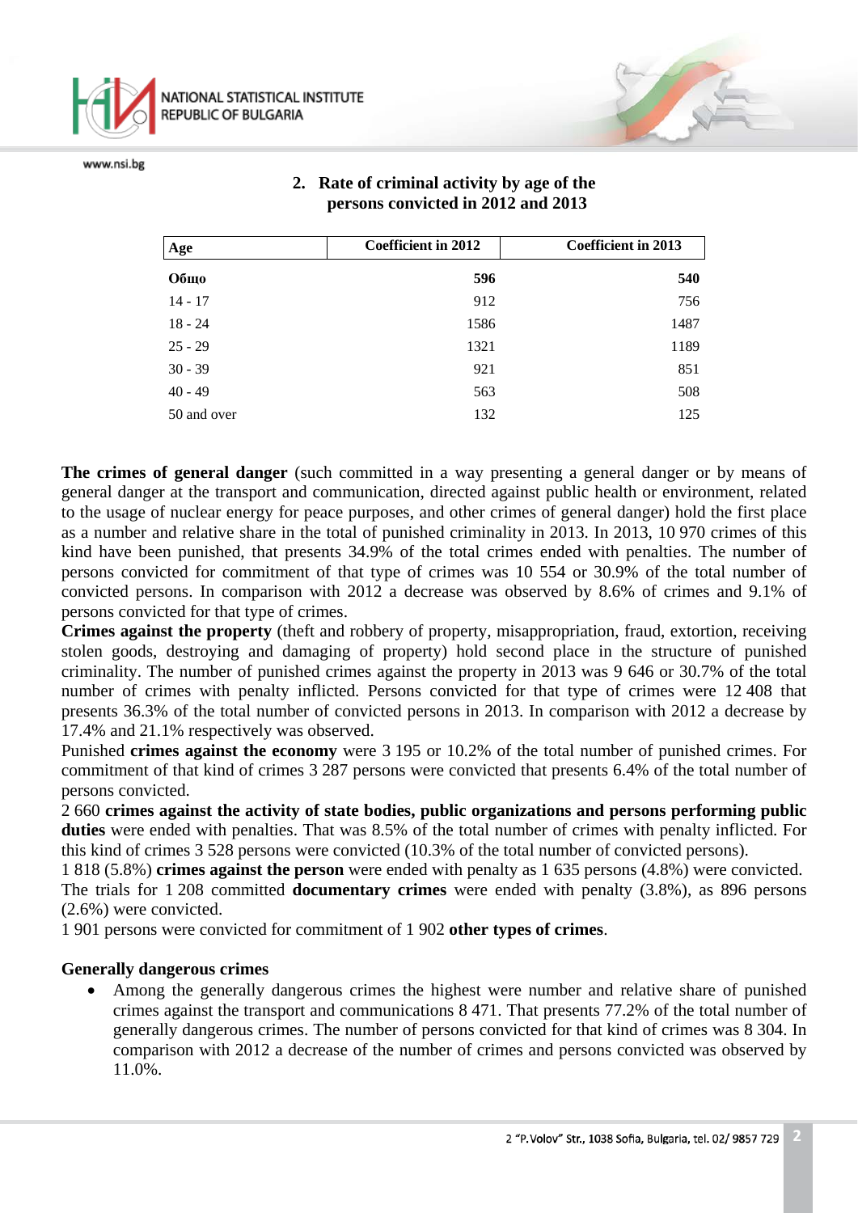## 2. Rate of criminal activity by age of the persons convicted in 2012 and 2013

| Age | Coefficient in 2012 | Coefficient in 2013 |
|---|---|---|
| **Общо** | **596** | **540** |
| 14 - 17 | 912 | 756 |
| 18 - 24 | 1586 | 1487 |
| 25 - 29 | 1321 | 1189 |
| 30 - 39 | 921 | 851 |
| 40 - 49 | 563 | 508 |
| 50 and over | 132 | 125 |

**The crimes of general danger** (such committed in a way presenting a general danger or by means of general danger at the transport and communication, directed against public health or environment, related to the usage of nuclear energy for peace purposes, and other crimes of general danger) hold the first place as a number and relative share in the total of punished criminality in 2013. In 2013, 10 970 crimes of this kind have been punished, that presents 34.9% of the total crimes ended with penalties. The number of persons convicted for commitment of that type of crimes was 10 554 or 30.9% of the total number of convicted persons. In comparison with 2012 a decrease was observed by 8.6% of crimes and 9.1% of persons convicted for that type of crimes.

**Crimes against the property** (theft and robbery of property, misappropriation, fraud, extortion, receiving stolen goods, destroying and damaging of property) hold second place in the structure of punished criminality. The number of punished crimes against the property in 2013 was 9 646 or 30.7% of the total number of crimes with penalty inflicted. Persons convicted for that type of crimes were 12 408 that presents 36.3% of the total number of convicted persons in 2013. In comparison with 2012 a decrease by 17.4% and 21.1% respectively was observed.

Punished **crimes against the economy** were 3 195 or 10.2% of the total number of punished crimes. For commitment of that kind of crimes 3 287 persons were convicted that presents 6.4% of the total number of persons convicted.

2 660 **crimes against the activity of state bodies, public organizations and persons performing public duties** were ended with penalties. That was 8.5% of the total number of crimes with penalty inflicted. For this kind of crimes 3 528 persons were convicted (10.3% of the total number of convicted persons).

1 818 (5.8%) **crimes against the person** were ended with penalty as 1 635 persons (4.8%) were convicted.

The trials for 1 208 committed **documentary crimes** were ended with penalty (3.8%), as 896 persons (2.6%) were convicted.

1 901 persons were convicted for commitment of 1 902 **other types of crimes**.

**Generally dangerous crimes**

- Among the generally dangerous crimes the highest were number and relative share of punished crimes against the transport and communications 8 471. That presents 77.2% of the total number of generally dangerous crimes. The number of persons convicted for that kind of crimes was 8 304. In comparison with 2012 a decrease of the number of crimes and persons convicted was observed by 11.0%.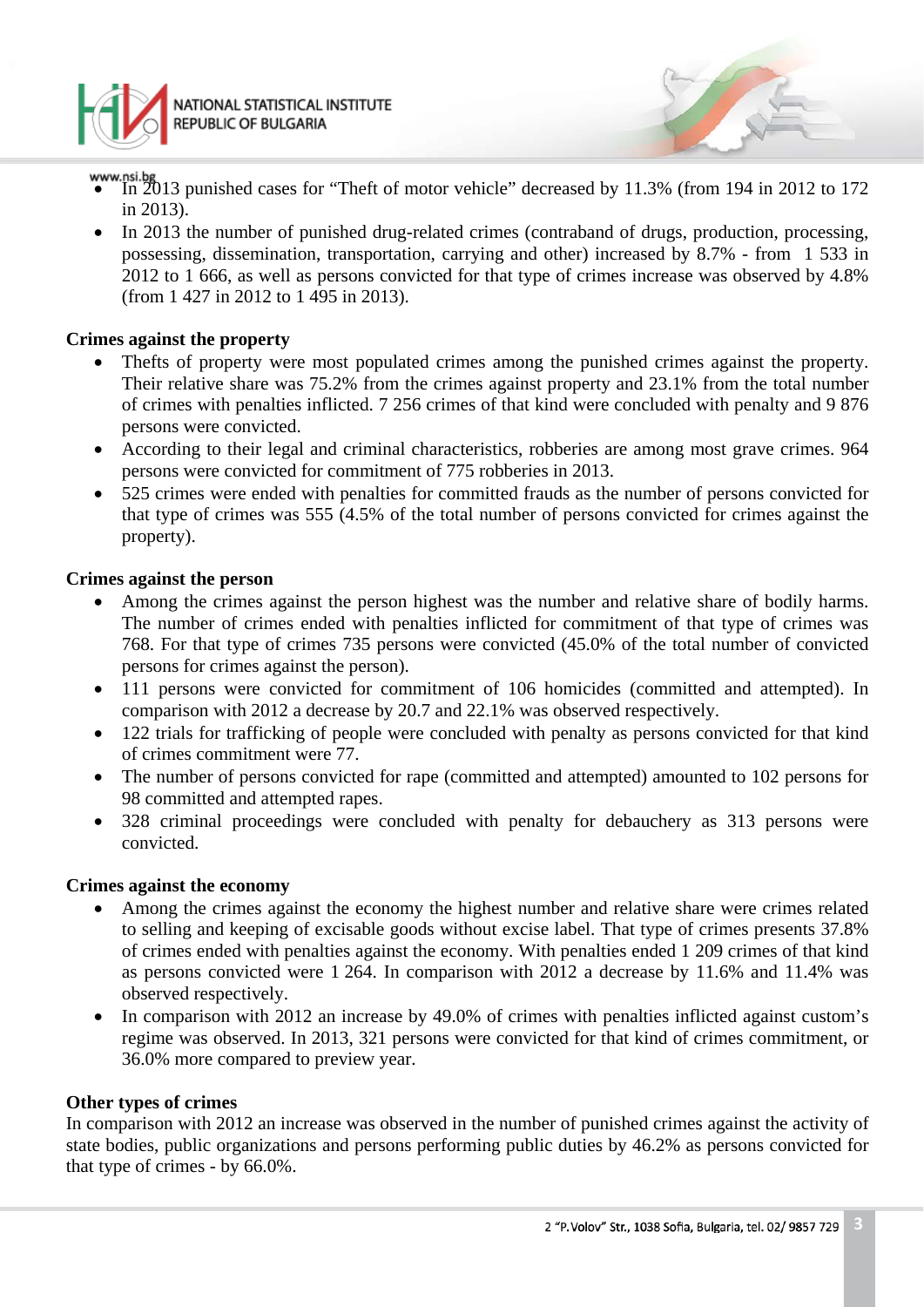- In 2013 punished cases for "Theft of motor vehicle" decreased by 11.3% (from 194 in 2012 to 172 in 2013).
- In 2013 the number of punished drug-related crimes (contraband of drugs, production, processing, possessing, dissemination, transportation, carrying and other) increased by 8.7% - from 1 533 in 2012 to 1 666, as well as persons convicted for that type of crimes increase was observed by 4.8% (from 1 427 in 2012 to 1 495 in 2013).

**Crimes against the property**

- Thefts of property were most populated crimes among the punished crimes against the property. Their relative share was 75.2% from the crimes against property and 23.1% from the total number of crimes with penalties inflicted. 7 256 crimes of that kind were concluded with penalty and 9 876 persons were convicted.
- According to their legal and criminal characteristics, robberies are among most grave crimes. 964 persons were convicted for commitment of 775 robberies in 2013.
- 525 crimes were ended with penalties for committed frauds as the number of persons convicted for that type of crimes was 555 (4.5% of the total number of persons convicted for crimes against the property).

**Crimes against the person**

- Among the crimes against the person highest was the number and relative share of bodily harms. The number of crimes ended with penalties inflicted for commitment of that type of crimes was 768. For that type of crimes 735 persons were convicted (45.0% of the total number of convicted persons for crimes against the person).
- 111 persons were convicted for commitment of 106 homicides (committed and attempted). In comparison with 2012 a decrease by 20.7 and 22.1% was observed respectively.
- 122 trials for trafficking of people were concluded with penalty as persons convicted for that kind of crimes commitment were 77.
- The number of persons convicted for rape (committed and attempted) amounted to 102 persons for 98 committed and attempted rapes.
- 328 criminal proceedings were concluded with penalty for debauchery as 313 persons were convicted.

**Crimes against the economy**

- Among the crimes against the economy the highest number and relative share were crimes related to selling and keeping of excisable goods without excise label. That type of crimes presents 37.8% of crimes ended with penalties against the economy. With penalties ended 1 209 crimes of that kind as persons convicted were 1 264. In comparison with 2012 a decrease by 11.6% and 11.4% was observed respectively.
- In comparison with 2012 an increase by 49.0% of crimes with penalties inflicted against custom's regime was observed. In 2013, 321 persons were convicted for that kind of crimes commitment, or 36.0% more compared to preview year.

**Other types of crimes**

In comparison with 2012 an increase was observed in the number of punished crimes against the activity of state bodies, public organizations and persons performing public duties by 46.2% as persons convicted for that type of crimes - by 66.0%.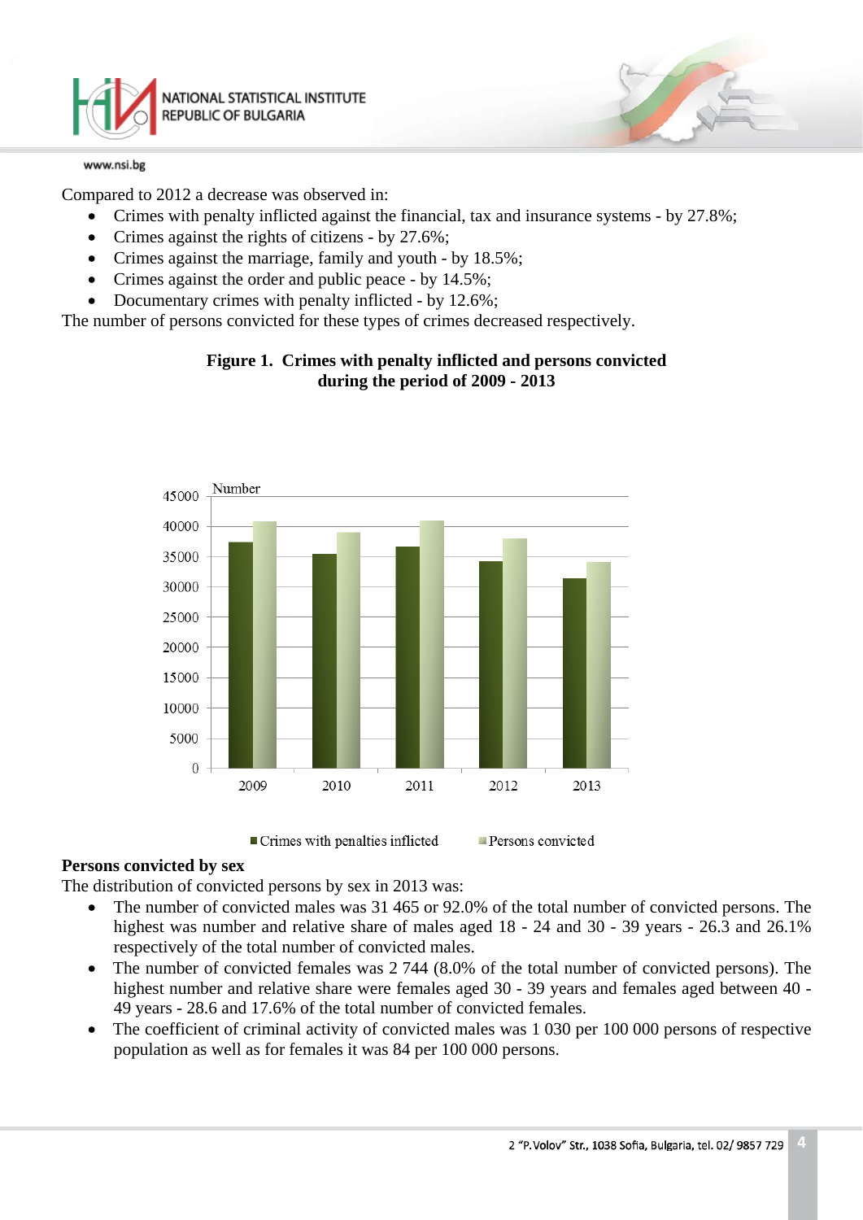Compared to 2012 a decrease was observed in:

- Crimes with penalty inflicted against the financial, tax and insurance systems - by 27.8%;
- Crimes against the rights of citizens - by 27.6%;
- Crimes against the marriage, family and youth - by 18.5%;
- Crimes against the order and public peace - by 14.5%;
- Documentary crimes with penalty inflicted - by 12.6%;

The number of persons convicted for these types of crimes decreased respectively.

**Figure 1. Crimes with penalty inflicted and persons convicted during the period of 2009 - 2013**

**Persons convicted by sex**

The distribution of convicted persons by sex in 2013 was:

- The number of convicted males was 31 465 or 92.0% of the total number of convicted persons. The highest was number and relative share of males aged 18 - 24 and 30 - 39 years - 26.3 and 26.1% respectively of the total number of convicted males.
- The number of convicted females was 2 744 (8.0% of the total number of convicted persons). The highest number and relative share were females aged 30 - 39 years and females aged between 40 - 49 years - 28.6 and 17.6% of the total number of convicted females.
- The coefficient of criminal activity of convicted males was 1 030 per 100 000 persons of respective population as well as for females it was 84 per 100 000 persons.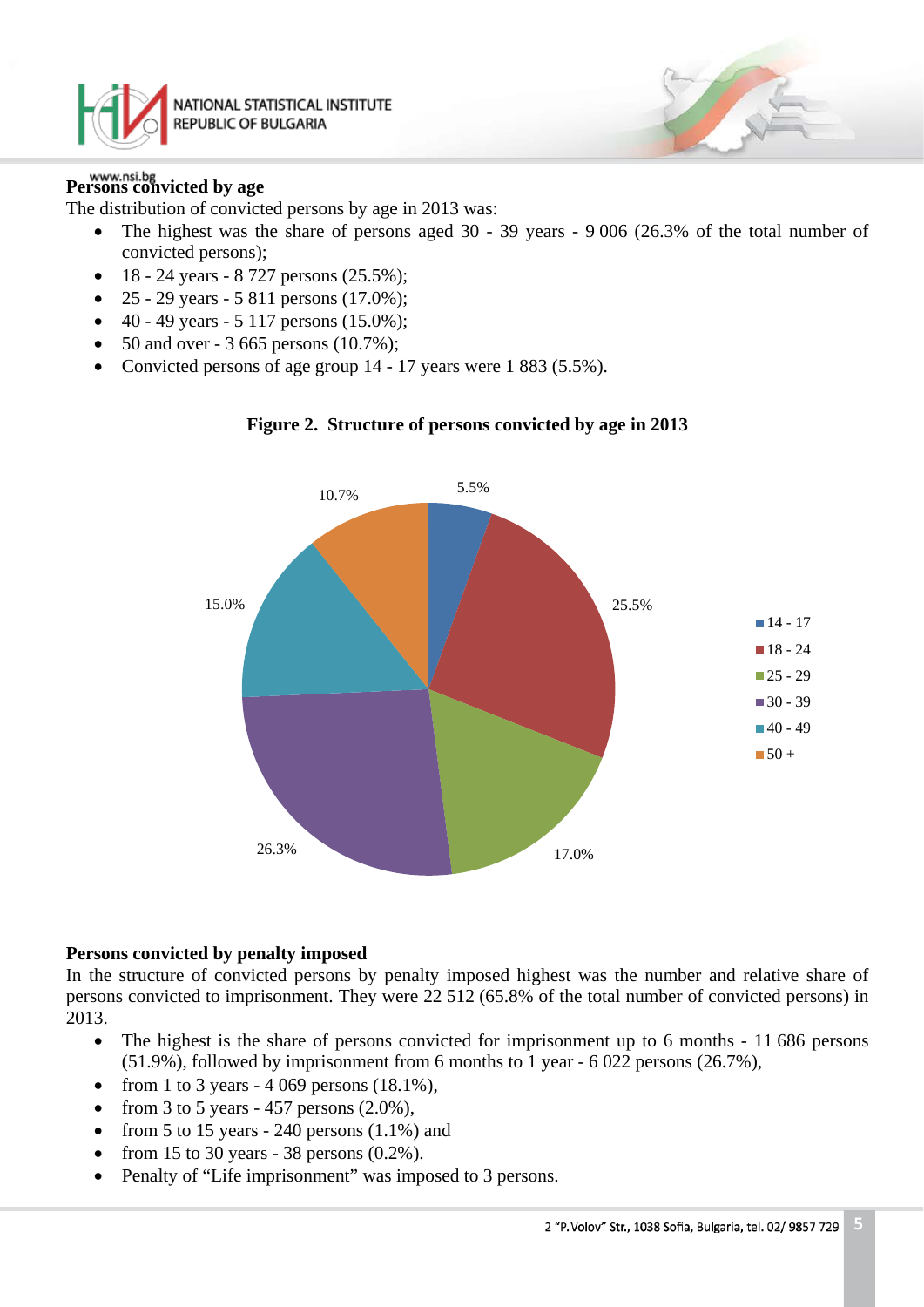**Persons convicted by age**

The distribution of convicted persons by age in 2013 was:

- The highest was the share of persons aged 30 - 39 years - 9 006 (26.3% of the total number of convicted persons);
- 18 - 24 years - 8 727 persons (25.5%);
- 25 - 29 years - 5 811 persons (17.0%);
- 40 - 49 years - 5 117 persons (15.0%);
- 50 and over - 3 665 persons (10.7%);
- Convicted persons of age group 14 - 17 years were 1 883 (5.5%).

**Figure 2. Structure of persons convicted by age in 2013**

| Age group | Share |
|---|---|
| 14 - 17 | 5.5% |
| 18 - 24 | 25.5% |
| 25 - 29 | 17.0% |
| 30 - 39 | 26.3% |
| 40 - 49 | 15.0% |
| 50 + | 10.7% |

**Persons convicted by penalty imposed**

In the structure of convicted persons by penalty imposed highest was the number and relative share of persons convicted to imprisonment. They were 22 512 (65.8% of the total number of convicted persons) in 2013.

- The highest is the share of persons convicted for imprisonment up to 6 months - 11 686 persons (51.9%), followed by imprisonment from 6 months to 1 year - 6 022 persons (26.7%),
- from 1 to 3 years - 4 069 persons (18.1%),
- from 3 to 5 years - 457 persons (2.0%),
- from 5 to 15 years - 240 persons (1.1%) and
- from 15 to 30 years - 38 persons (0.2%).
- Penalty of "Life imprisonment" was imposed to 3 persons.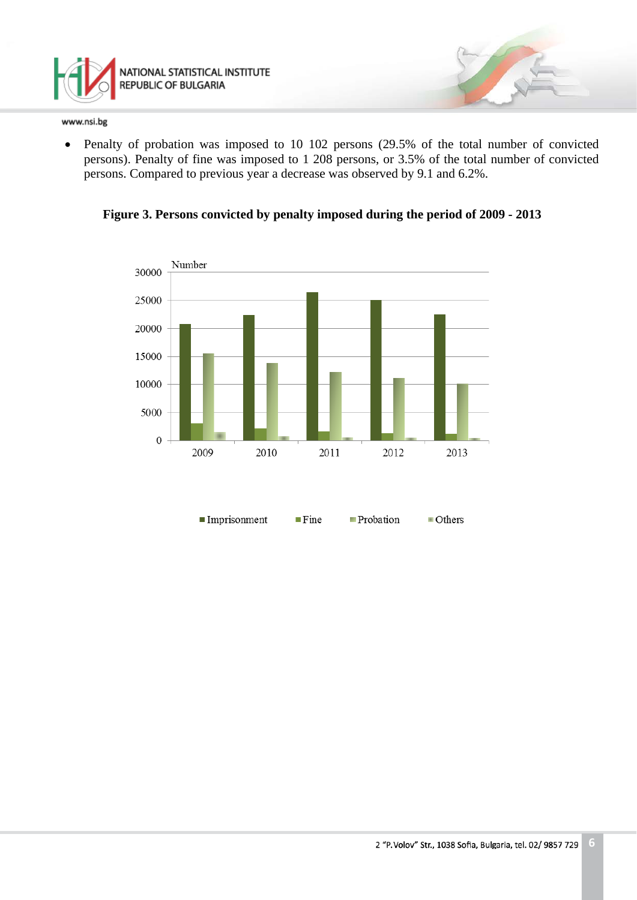- Penalty of probation was imposed to 10 102 persons (29.5% of the total number of convicted persons). Penalty of fine was imposed to 1 208 persons, or 3.5% of the total number of convicted persons. Compared to previous year a decrease was observed by 9.1 and 6.2%.

**Figure 3. Persons convicted by penalty imposed during the period of 2009 - 2013**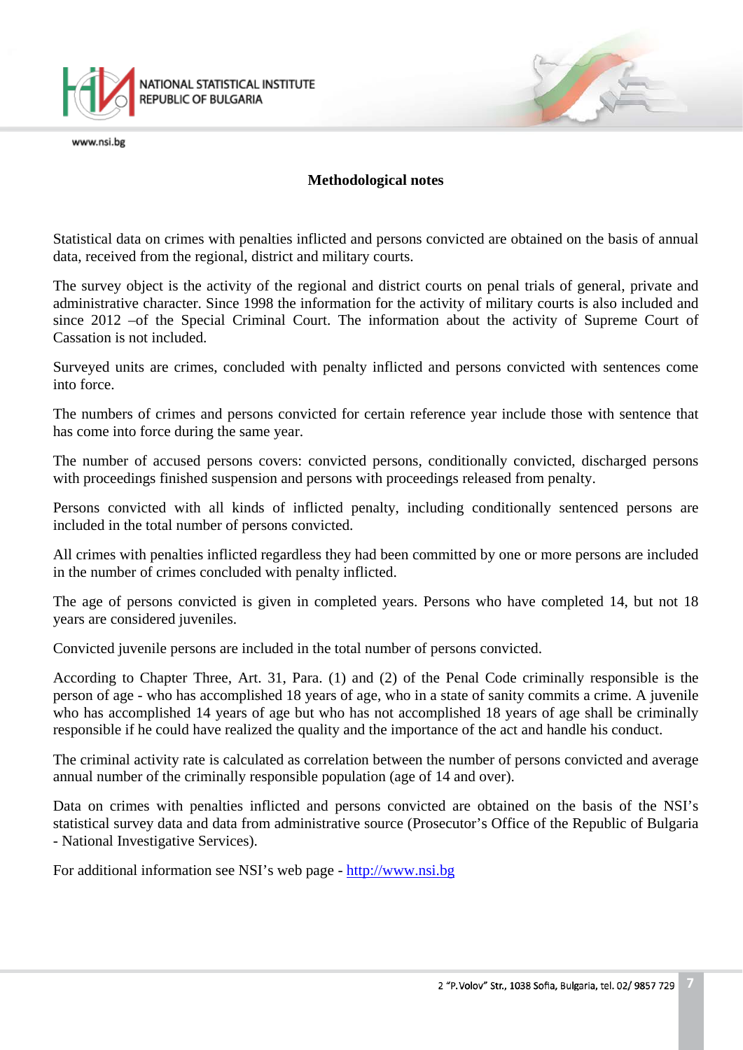## Methodological notes

Statistical data on crimes with penalties inflicted and persons convicted are obtained on the basis of annual data, received from the regional, district and military courts.

The survey object is the activity of the regional and district courts on penal trials of general, private and administrative character. Since 1998 the information for the activity of military courts is also included and since 2012 –of the Special Criminal Court. The information about the activity of Supreme Court of Cassation is not included.

Surveyed units are crimes, concluded with penalty inflicted and persons convicted with sentences come into force.

The numbers of crimes and persons convicted for certain reference year include those with sentence that has come into force during the same year.

The number of accused persons covers: convicted persons, conditionally convicted, discharged persons with proceedings finished suspension and persons with proceedings released from penalty.

Persons convicted with all kinds of inflicted penalty, including conditionally sentenced persons are included in the total number of persons convicted.

All crimes with penalties inflicted regardless they had been committed by one or more persons are included in the number of crimes concluded with penalty inflicted.

The age of persons convicted is given in completed years. Persons who have completed 14, but not 18 years are considered juveniles.

Convicted juvenile persons are included in the total number of persons convicted.

According to Chapter Three, Art. 31, Para. (1) and (2) of the Penal Code criminally responsible is the person of age - who has accomplished 18 years of age, who in a state of sanity commits a crime. A juvenile who has accomplished 14 years of age but who has not accomplished 18 years of age shall be criminally responsible if he could have realized the quality and the importance of the act and handle his conduct.

The criminal activity rate is calculated as correlation between the number of persons convicted and average annual number of the criminally responsible population (age of 14 and over).

Data on crimes with penalties inflicted and persons convicted are obtained on the basis of the NSI's statistical survey data and data from administrative source (Prosecutor's Office of the Republic of Bulgaria - National Investigative Services).

For additional information see NSI's web page - [http://www.nsi.bg](http://www.nsi.bg)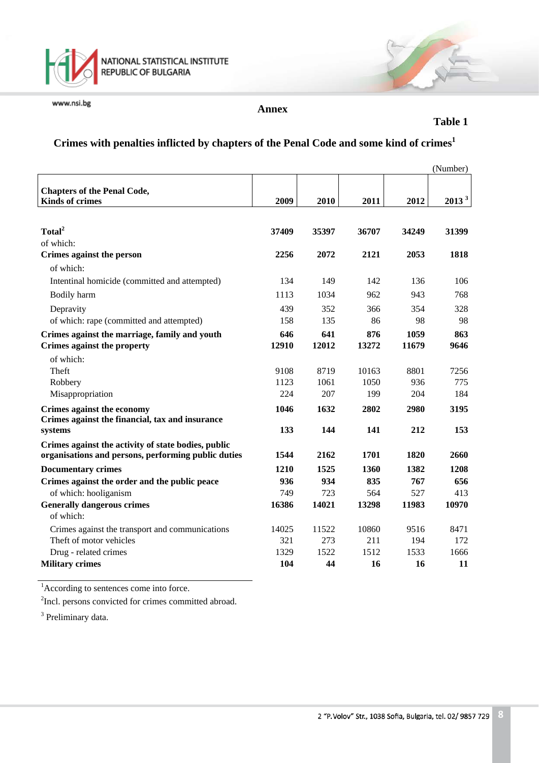Annex

**Table 1**

## Crimes with penalties inflicted by chapters of the Penal Code and some kind of crimes[1]

(Number)

| Chapters of the Penal Code, Kinds of crimes | 2009 | 2010 | 2011 | 2012 | 2013 [3] |
|---|---|---|---|---|---|
| **Total[2]** | **37409** | **35397** | **36707** | **34249** | **31399** |
| of which: | | | | | |
| **Crimes against the person** | **2256** | **2072** | **2121** | **2053** | **1818** |
| of which: | | | | | |
| Intentinal homicide (committed and attempted) | 134 | 149 | 142 | 136 | 106 |
| Bodily harm | 1113 | 1034 | 962 | 943 | 768 |
| Depravity | 439 | 352 | 366 | 354 | 328 |
| of which: rape (committed and attempted) | 158 | 135 | 86 | 98 | 98 |
| **Crimes against the marriage, family and youth** | **646** | **641** | **876** | **1059** | **863** |
| **Crimes against the property** | **12910** | **12012** | **13272** | **11679** | **9646** |
| of which: | | | | | |
| Theft | 9108 | 8719 | 10163 | 8801 | 7256 |
| Robbery | 1123 | 1061 | 1050 | 936 | 775 |
| Misappropriation | 224 | 207 | 199 | 204 | 184 |
| **Crimes against the economy** | **1046** | **1632** | **2802** | **2980** | **3195** |
| **Crimes against the financial, tax and insurance systems** | **133** | **144** | **141** | **212** | **153** |
| **Crimes against the activity of state bodies, public organisations and persons, performing public duties** | **1544** | **2162** | **1701** | **1820** | **2660** |
| **Documentary crimes** | **1210** | **1525** | **1360** | **1382** | **1208** |
| **Crimes against the order and the public peace** | **936** | **934** | **835** | **767** | **656** |
| of which: hooliganism | 749 | 723 | 564 | 527 | 413 |
| **Generally dangerous crimes** | **16386** | **14021** | **13298** | **11983** | **10970** |
| of which: | | | | | |
| Crimes against the transport and communications | 14025 | 11522 | 10860 | 9516 | 8471 |
| Theft of motor vehicles | 321 | 273 | 211 | 194 | 172 |
| Drug - related crimes | 1329 | 1522 | 1512 | 1533 | 1666 |
| **Military crimes** | **104** | **44** | **16** | **16** | **11** |

[1]According to sentences come into force.

[2]Incl. persons convicted for crimes committed abroad.

[3] Preliminary data.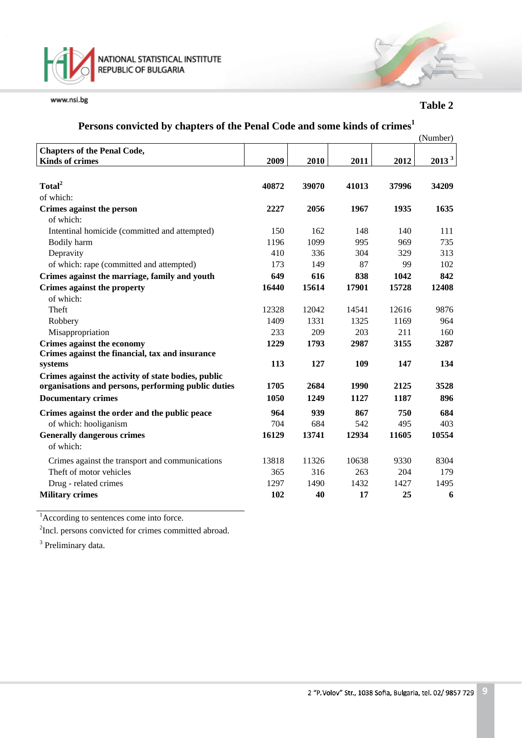**Table 2**

## Persons convicted by chapters of the Penal Code and some kinds of crimes[1]

(Number)

| Chapters of the Penal Code, Kinds of crimes | 2009 | 2010 | 2011 | 2012 | 2013 [3] |
|---|---|---|---|---|---|
| **Total[2]** | **40872** | **39070** | **41013** | **37996** | **34209** |
| of which: | | | | | |
| **Crimes against the person** | **2227** | **2056** | **1967** | **1935** | **1635** |
| of which: | | | | | |
| Intentinal homicide (committed and attempted) | 150 | 162 | 148 | 140 | 111 |
| Bodily harm | 1196 | 1099 | 995 | 969 | 735 |
| Depravity | 410 | 336 | 304 | 329 | 313 |
| of which: rape (committed and attempted) | 173 | 149 | 87 | 99 | 102 |
| **Crimes against the marriage, family and youth** | **649** | **616** | **838** | **1042** | **842** |
| **Crimes against the property** | **16440** | **15614** | **17901** | **15728** | **12408** |
| of which: | | | | | |
| Theft | 12328 | 12042 | 14541 | 12616 | 9876 |
| Robbery | 1409 | 1331 | 1325 | 1169 | 964 |
| Misappropriation | 233 | 209 | 203 | 211 | 160 |
| **Crimes against the economy** | **1229** | **1793** | **2987** | **3155** | **3287** |
| **Crimes against the financial, tax and insurance systems** | **113** | **127** | **109** | **147** | **134** |
| **Crimes against the activity of state bodies, public organisations and persons, performing public duties** | **1705** | **2684** | **1990** | **2125** | **3528** |
| **Documentary crimes** | **1050** | **1249** | **1127** | **1187** | **896** |
| **Crimes against the order and the public peace** | **964** | **939** | **867** | **750** | **684** |
| of which: hooliganism | 704 | 684 | 542 | 495 | 403 |
| **Generally dangerous crimes** | **16129** | **13741** | **12934** | **11605** | **10554** |
| of which: | | | | | |
| Crimes against the transport and communications | 13818 | 11326 | 10638 | 9330 | 8304 |
| Theft of motor vehicles | 365 | 316 | 263 | 204 | 179 |
| Drug - related crimes | 1297 | 1490 | 1432 | 1427 | 1495 |
| **Military crimes** | **102** | **40** | **17** | **25** | **6** |

[1]According to sentences come into force.

[2]Incl. persons convicted for crimes committed abroad.

[3] Preliminary data.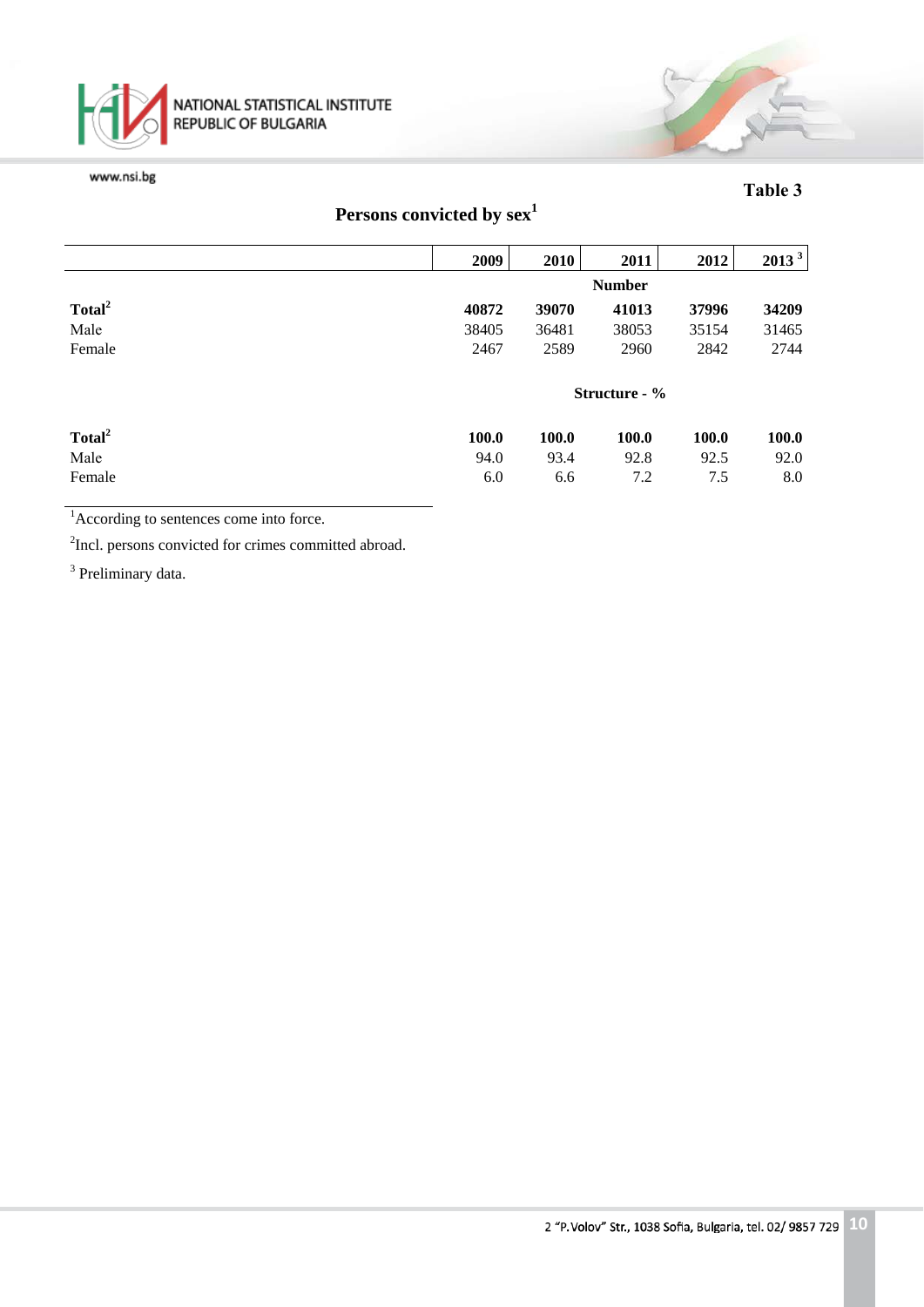Table 3

## Persons convicted by sex[1]

| | 2009 | 2010 | 2011 | 2012 | 2013 [3] |
|---|---|---|---|---|---|
| | | | **Number** | | |
| **Total[2]** | **40872** | **39070** | **41013** | **37996** | **34209** |
| Male | 38405 | 36481 | 38053 | 35154 | 31465 |
| Female | 2467 | 2589 | 2960 | 2842 | 2744 |
| | | | **Structure - %** | | |
| **Total[2]** | **100.0** | **100.0** | **100.0** | **100.0** | **100.0** |
| Male | 94.0 | 93.4 | 92.8 | 92.5 | 92.0 |
| Female | 6.0 | 6.6 | 7.2 | 7.5 | 8.0 |

[1]According to sentences come into force.

[2]Incl. persons convicted for crimes committed abroad.

[3] Preliminary data.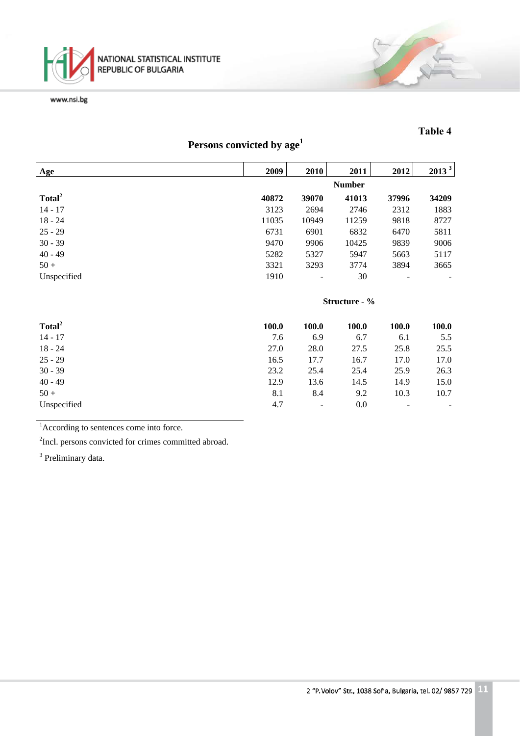Table 4

## Persons convicted by age[1]

| Age | 2009 | 2010 | 2011 | 2012 | 2013 [3] |
|---|---|---|---|---|---|
| | | | **Number** | | |
| **Total[2]** | **40872** | **39070** | **41013** | **37996** | **34209** |
| 14 - 17 | 3123 | 2694 | 2746 | 2312 | 1883 |
| 18 - 24 | 11035 | 10949 | 11259 | 9818 | 8727 |
| 25 - 29 | 6731 | 6901 | 6832 | 6470 | 5811 |
| 30 - 39 | 9470 | 9906 | 10425 | 9839 | 9006 |
| 40 - 49 | 5282 | 5327 | 5947 | 5663 | 5117 |
| 50 + | 3321 | 3293 | 3774 | 3894 | 3665 |
| Unspecified | 1910 | - | 30 | - | - |
| | | | **Structure - %** | | |
| **Total[2]** | **100.0** | **100.0** | **100.0** | **100.0** | **100.0** |
| 14 - 17 | 7.6 | 6.9 | 6.7 | 6.1 | 5.5 |
| 18 - 24 | 27.0 | 28.0 | 27.5 | 25.8 | 25.5 |
| 25 - 29 | 16.5 | 17.7 | 16.7 | 17.0 | 17.0 |
| 30 - 39 | 23.2 | 25.4 | 25.4 | 25.9 | 26.3 |
| 40 - 49 | 12.9 | 13.6 | 14.5 | 14.9 | 15.0 |
| 50 + | 8.1 | 8.4 | 9.2 | 10.3 | 10.7 |
| Unspecified | 4.7 | - | 0.0 | - | - |

[1]According to sentences come into force.

[2]Incl. persons convicted for crimes committed abroad.

[3] Preliminary data.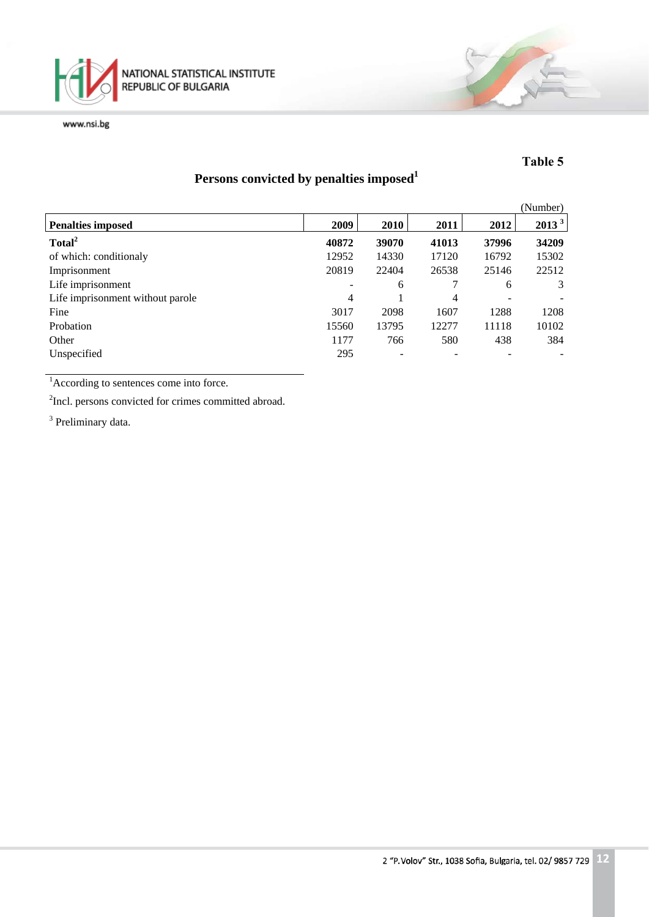**Table 5**

## Persons convicted by penalties imposed[1]

(Number)

| Penalties imposed | 2009 | 2010 | 2011 | 2012 | 2013 [3] |
|---|---|---|---|---|---|
| **Total[2]** | **40872** | **39070** | **41013** | **37996** | **34209** |
| of which: conditionaly | 12952 | 14330 | 17120 | 16792 | 15302 |
| Imprisonment | 20819 | 22404 | 26538 | 25146 | 22512 |
| Life imprisonment | - | 6 | 7 | 6 | 3 |
| Life imprisonment without parole | 4 | 1 | 4 | - | - |
| Fine | 3017 | 2098 | 1607 | 1288 | 1208 |
| Probation | 15560 | 13795 | 12277 | 11118 | 10102 |
| Other | 1177 | 766 | 580 | 438 | 384 |
| Unspecified | 295 | - | - | - | - |

[1]According to sentences come into force.

[2]Incl. persons convicted for crimes committed abroad.

[3] Preliminary data.